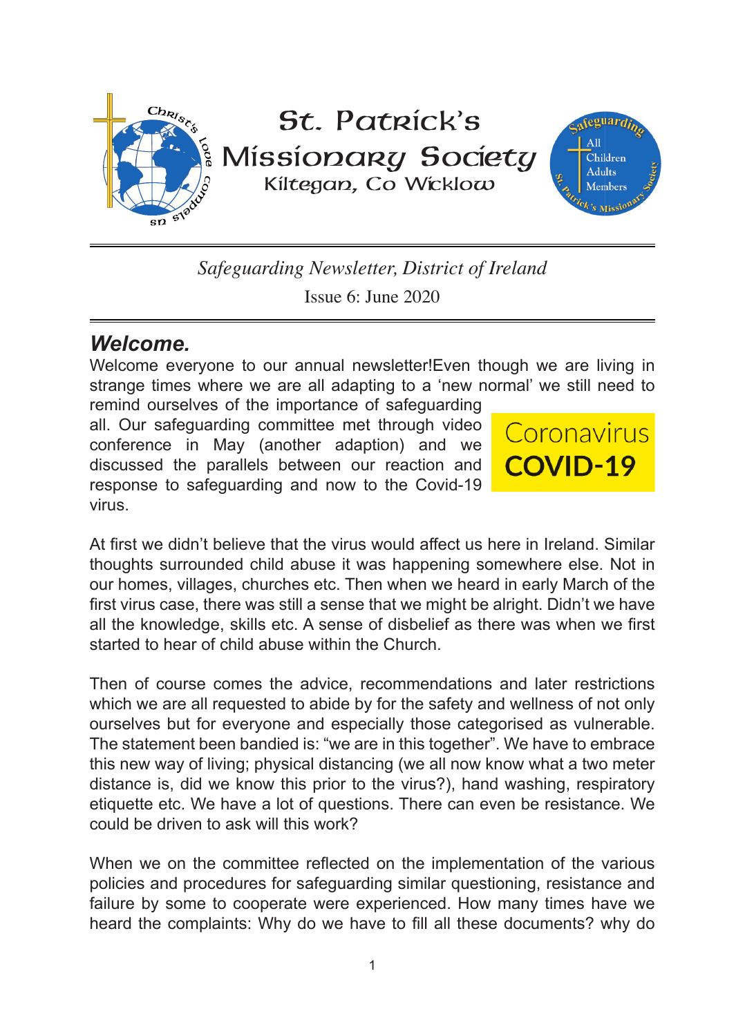# St. Patrick's Missionary Society

Kiltegan, Co Wicklow

*Safeguarding Newsletter, District of Ireland*

Issue 6: June 2020

## *Welcome.*

Welcome everyone to our annual newsletter!Even though we are living in strange times where we are all adapting to a 'new normal' we still need to remind ourselves of the importance of safeguarding all. Our safeguarding committee met through video conference in May (another adaption) and we discussed the parallels between our reaction and response to safeguarding and now to the Covid-19 virus.

Coronavirus **COVID-19**

At first we didn't believe that the virus would affect us here in Ireland. Similar thoughts surrounded child abuse it was happening somewhere else. Not in our homes, villages, churches etc. Then when we heard in early March of the first virus case, there was still a sense that we might be alright. Didn't we have all the knowledge, skills etc. A sense of disbelief as there was when we first started to hear of child abuse within the Church.

Then of course comes the advice, recommendations and later restrictions which we are all requested to abide by for the safety and wellness of not only ourselves but for everyone and especially those categorised as vulnerable. The statement been bandied is: "we are in this together". We have to embrace this new way of living; physical distancing (we all now know what a two meter distance is, did we know this prior to the virus?), hand washing, respiratory etiquette etc. We have a lot of questions. There can even be resistance. We could be driven to ask will this work?

When we on the committee reflected on the implementation of the various policies and procedures for safeguarding similar questioning, resistance and failure by some to cooperate were experienced. How many times have we heard the complaints: Why do we have to fill all these documents? why do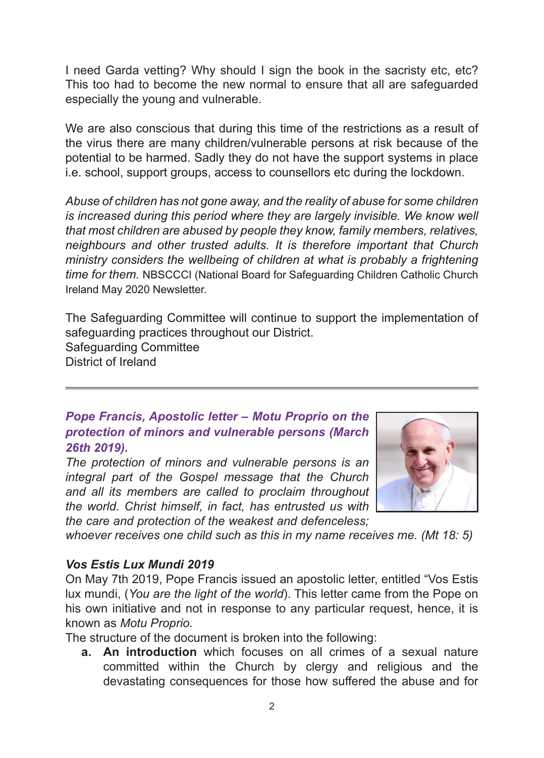I need Garda vetting? Why should I sign the book in the sacristy etc, etc? This too had to become the new normal to ensure that all are safeguarded especially the young and vulnerable.

We are also conscious that during this time of the restrictions as a result of the virus there are many children/vulnerable persons at risk because of the potential to be harmed. Sadly they do not have the support systems in place i.e. school, support groups, access to counsellors etc during the lockdown.

*Abuse of children has not gone away, and the reality of abuse for some children is increased during this period where they are largely invisible. We know well that most children are abused by people they know, family members, relatives, neighbours and other trusted adults. It is therefore important that Church ministry considers the wellbeing of children at what is probably a frightening time for them.* NBSCCCI (National Board for Safeguarding Children Catholic Church Ireland May 2020 Newsletter.

The Safeguarding Committee will continue to support the implementation of safeguarding practices throughout our District.
Safeguarding Committee
District of Ireland

---

***Pope Francis, Apostolic letter – Motu Proprio on the protection of minors and vulnerable persons (March 26th 2019).***

*The protection of minors and vulnerable persons is an integral part of the Gospel message that the Church and all its members are called to proclaim throughout the world. Christ himself, in fact, has entrusted us with the care and protection of the weakest and defenceless; whoever receives one child such as this in my name receives me. (Mt 18: 5)*

### *Vos Estis Lux Mundi 2019*

On May 7th 2019, Pope Francis issued an apostolic letter, entitled "Vos Estis lux mundi, (*You are the light of the world*). This letter came from the Pope on his own initiative and not in response to any particular request, hence, it is known as *Motu Proprio.*

The structure of the document is broken into the following:

a. **An introduction** which focuses on all crimes of a sexual nature committed within the Church by clergy and religious and the devastating consequences for those how suffered the abuse and for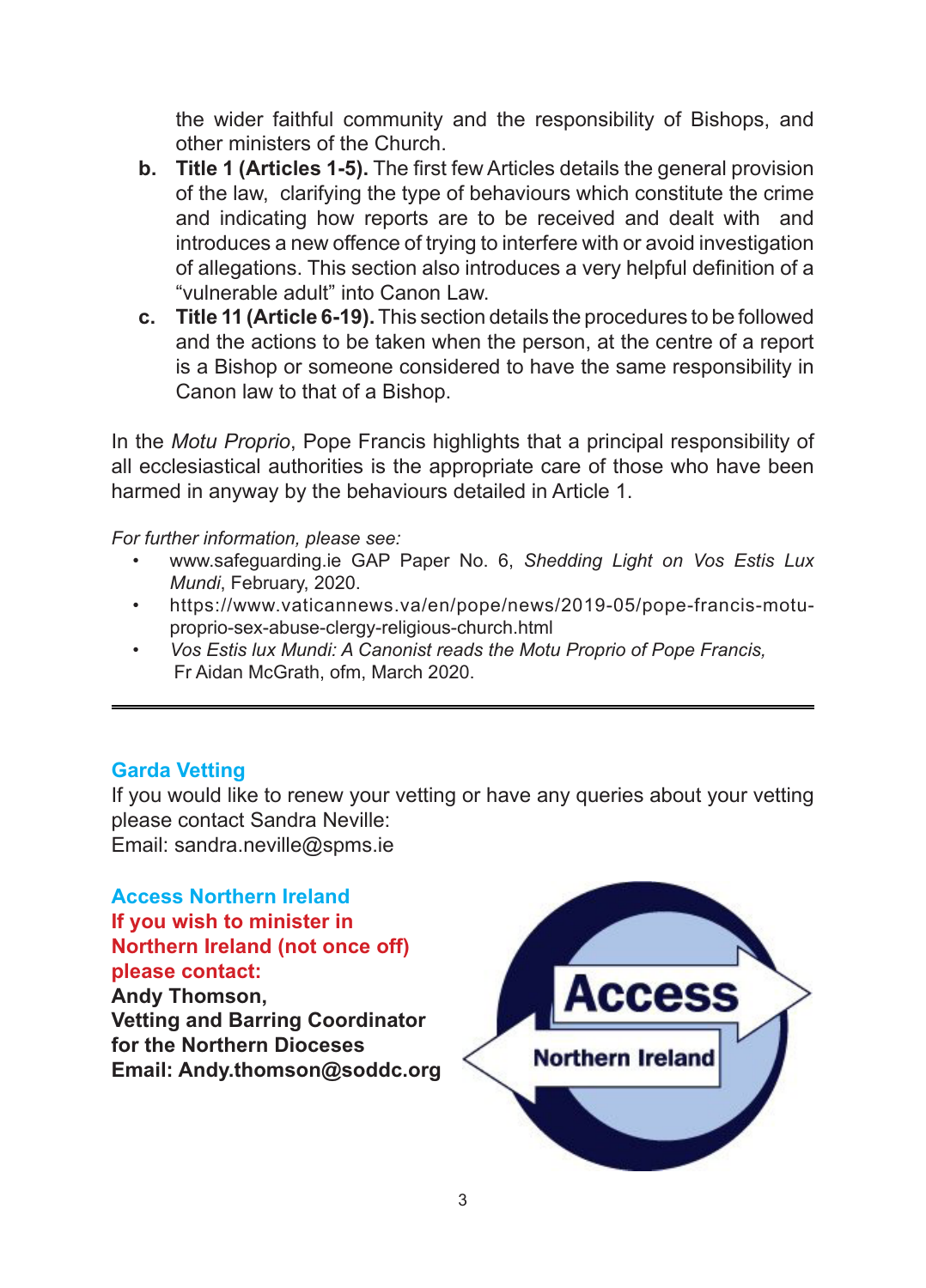the wider faithful community and the responsibility of Bishops, and other ministers of the Church.

b. **Title 1 (Articles 1-5).** The first few Articles details the general provision of the law, clarifying the type of behaviours which constitute the crime and indicating how reports are to be received and dealt with and introduces a new offence of trying to interfere with or avoid investigation of allegations. This section also introduces a very helpful definition of a "vulnerable adult" into Canon Law.

c. **Title 11 (Article 6-19).** This section details the procedures to be followed and the actions to be taken when the person, at the centre of a report is a Bishop or someone considered to have the same responsibility in Canon law to that of a Bishop.

In the *Motu Proprio*, Pope Francis highlights that a principal responsibility of all ecclesiastical authorities is the appropriate care of those who have been harmed in anyway by the behaviours detailed in Article 1.

*For further information, please see:*

- www.safeguarding.ie GAP Paper No. 6, *Shedding Light on Vos Estis Lux Mundi*, February, 2020.
- https://www.vaticannews.va/en/pope/news/2019-05/pope-francis-motu-proprio-sex-abuse-clergy-religious-church.html
- *Vos Estis lux Mundi: A Canonist reads the Motu Proprio of Pope Francis,* Fr Aidan McGrath, ofm, March 2020.

---

## Garda Vetting

If you would like to renew your vetting or have any queries about your vetting please contact Sandra Neville:
Email: sandra.neville@spms.ie

## Access Northern Ireland

**If you wish to minister in Northern Ireland (not once off) please contact:**
**Andy Thomson,**
**Vetting and Barring Coordinator for the Northern Dioceses**
**Email: Andy.thomson@soddc.org**

Access Northern Ireland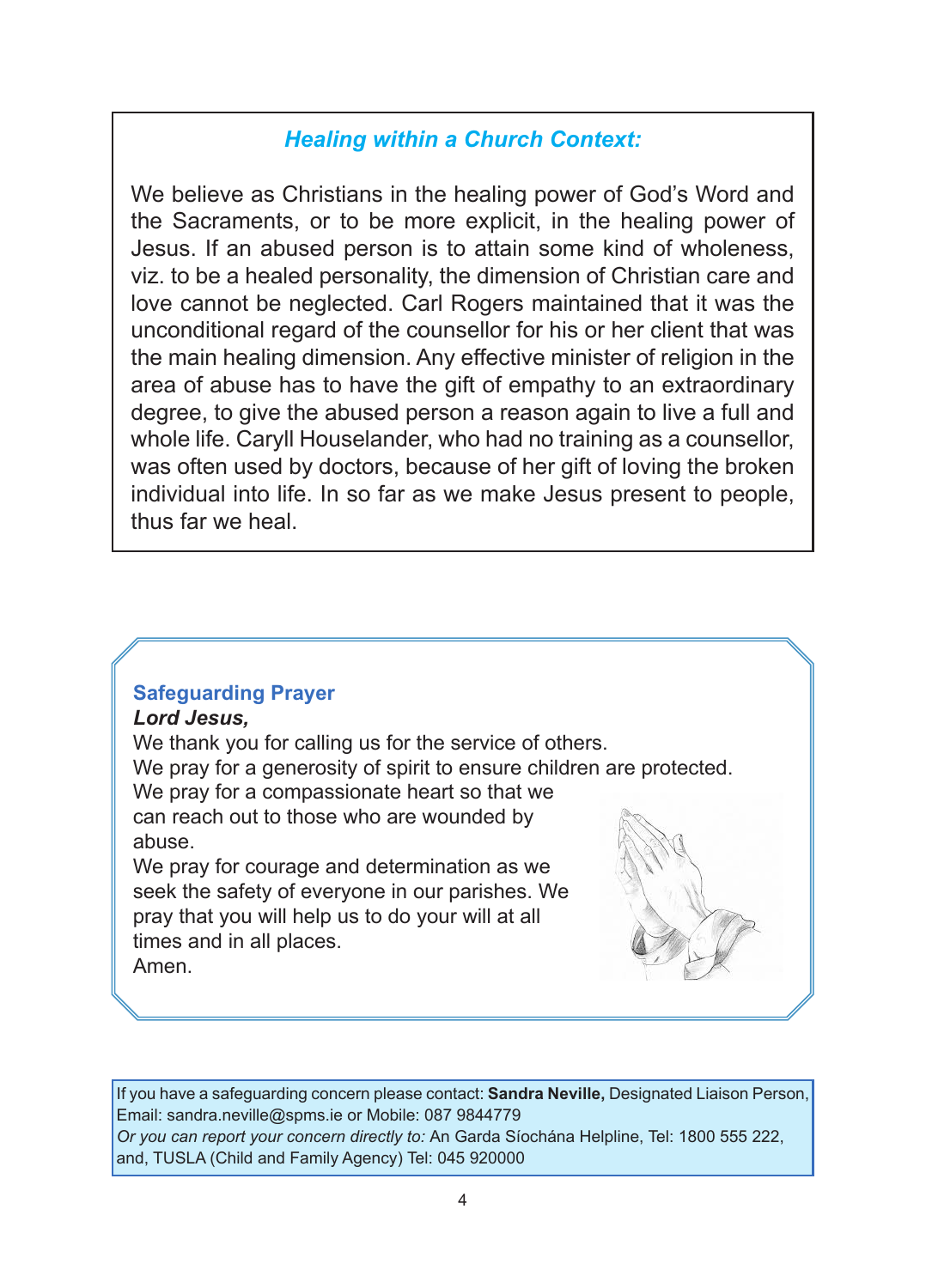## *Healing within a Church Context:*

We believe as Christians in the healing power of God's Word and the Sacraments, or to be more explicit, in the healing power of Jesus. If an abused person is to attain some kind of wholeness, viz. to be a healed personality, the dimension of Christian care and love cannot be neglected. Carl Rogers maintained that it was the unconditional regard of the counsellor for his or her client that was the main healing dimension. Any effective minister of religion in the area of abuse has to have the gift of empathy to an extraordinary degree, to give the abused person a reason again to live a full and whole life. Caryll Houselander, who had no training as a counsellor, was often used by doctors, because of her gift of loving the broken individual into life. In so far as we make Jesus present to people, thus far we heal.

## Safeguarding Prayer

***Lord Jesus,***

We thank you for calling us for the service of others.
We pray for a generosity of spirit to ensure children are protected.
We pray for a compassionate heart so that we can reach out to those who are wounded by abuse.
We pray for courage and determination as we seek the safety of everyone in our parishes. We pray that you will help us to do your will at all times and in all places.
Amen.

If you have a safeguarding concern please contact: **Sandra Neville,** Designated Liaison Person, Email: sandra.neville@spms.ie or Mobile: 087 9844779
*Or you can report your concern directly to:* An Garda Síochána Helpline, Tel: 1800 555 222, and, TUSLA (Child and Family Agency) Tel: 045 920000